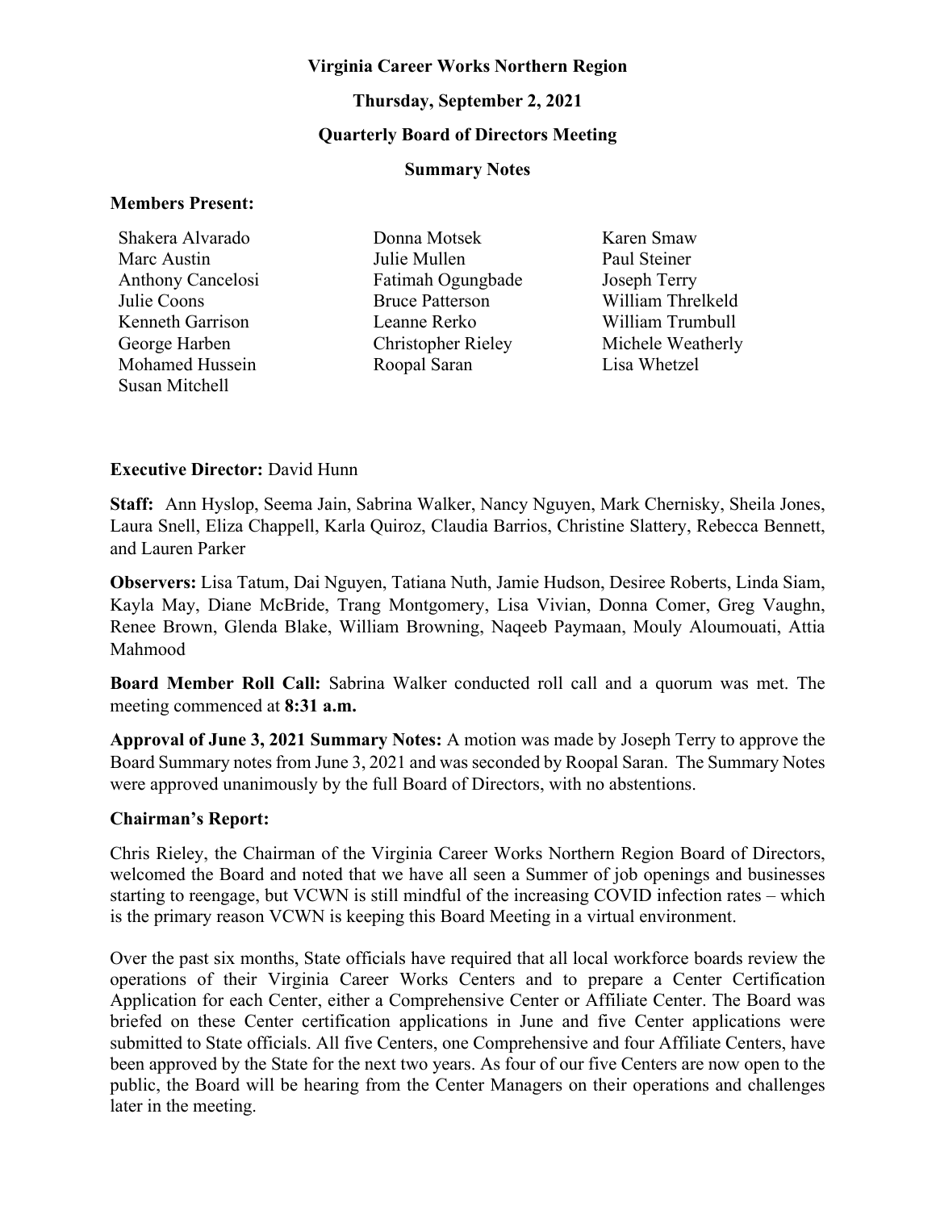**Virginia Career Works Northern Region**

**Thursday, September 2, 2021**

**Quarterly Board of Directors Meeting**

**Summary Notes**

**Members Present:**

| | | |
|---|---|---|
| Shakera Alvarado | Donna Motsek | Karen Smaw |
| Marc Austin | Julie Mullen | Paul Steiner |
| Anthony Cancelosi | Fatimah Ogungbade | Joseph Terry |
| Julie Coons | Bruce Patterson | William Threlkeld |
| Kenneth Garrison | Leanne Rerko | William Trumbull |
| George Harben | Christopher Rieley | Michele Weatherly |
| Mohamed Hussein | Roopal Saran | Lisa Whetzel |
| Susan Mitchell | | |

**Executive Director:** David Hunn

**Staff:** Ann Hyslop, Seema Jain, Sabrina Walker, Nancy Nguyen, Mark Chernisky, Sheila Jones, Laura Snell, Eliza Chappell, Karla Quiroz, Claudia Barrios, Christine Slattery, Rebecca Bennett, and Lauren Parker

**Observers:** Lisa Tatum, Dai Nguyen, Tatiana Nuth, Jamie Hudson, Desiree Roberts, Linda Siam, Kayla May, Diane McBride, Trang Montgomery, Lisa Vivian, Donna Comer, Greg Vaughn, Renee Brown, Glenda Blake, William Browning, Naqeeb Paymaan, Mouly Aloumouati, Attia Mahmood

**Board Member Roll Call:** Sabrina Walker conducted roll call and a quorum was met. The meeting commenced at **8:31 a.m.**

**Approval of June 3, 2021 Summary Notes:** A motion was made by Joseph Terry to approve the Board Summary notes from June 3, 2021 and was seconded by Roopal Saran. The Summary Notes were approved unanimously by the full Board of Directors, with no abstentions.

**Chairman's Report:**

Chris Rieley, the Chairman of the Virginia Career Works Northern Region Board of Directors, welcomed the Board and noted that we have all seen a Summer of job openings and businesses starting to reengage, but VCWN is still mindful of the increasing COVID infection rates – which is the primary reason VCWN is keeping this Board Meeting in a virtual environment.

Over the past six months, State officials have required that all local workforce boards review the operations of their Virginia Career Works Centers and to prepare a Center Certification Application for each Center, either a Comprehensive Center or Affiliate Center. The Board was briefed on these Center certification applications in June and five Center applications were submitted to State officials. All five Centers, one Comprehensive and four Affiliate Centers, have been approved by the State for the next two years. As four of our five Centers are now open to the public, the Board will be hearing from the Center Managers on their operations and challenges later in the meeting.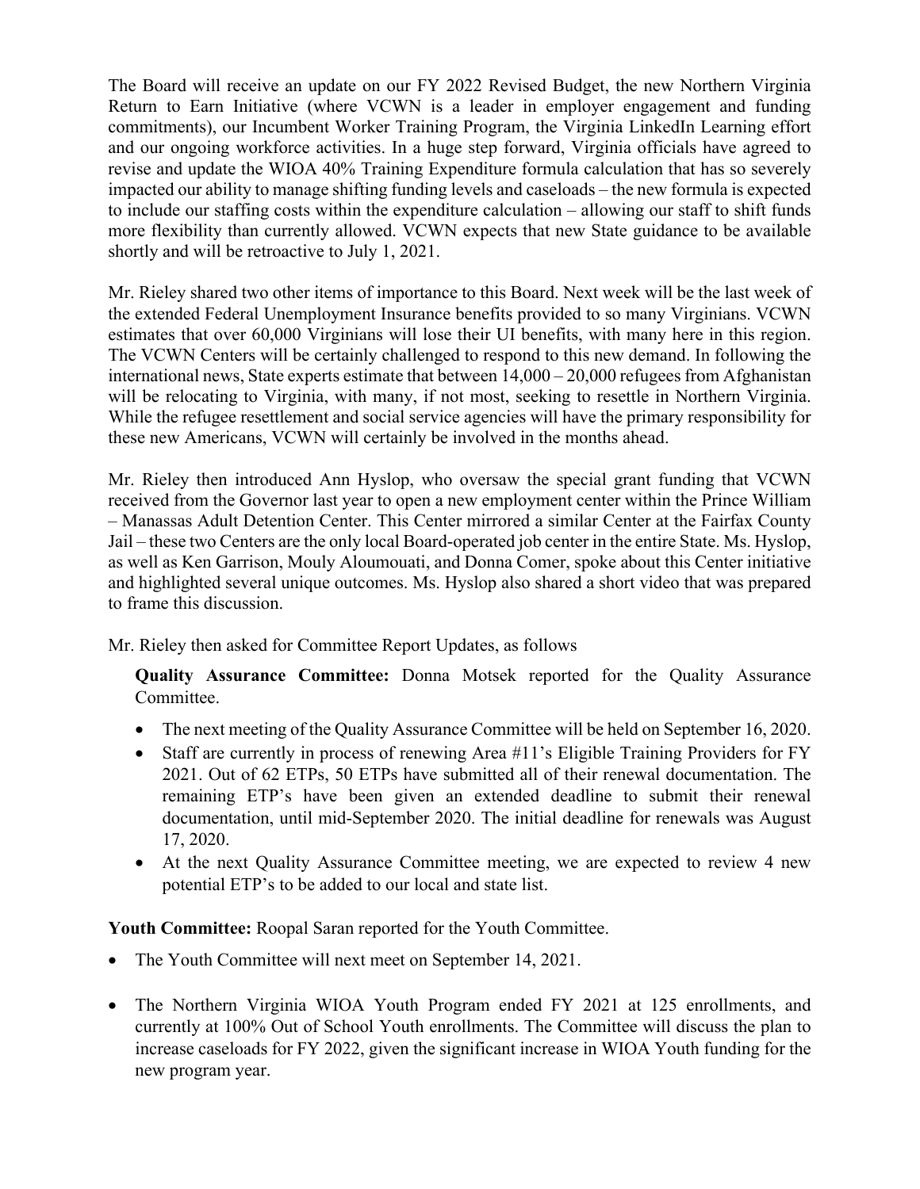The Board will receive an update on our FY 2022 Revised Budget, the new Northern Virginia Return to Earn Initiative (where VCWN is a leader in employer engagement and funding commitments), our Incumbent Worker Training Program, the Virginia LinkedIn Learning effort and our ongoing workforce activities. In a huge step forward, Virginia officials have agreed to revise and update the WIOA 40% Training Expenditure formula calculation that has so severely impacted our ability to manage shifting funding levels and caseloads – the new formula is expected to include our staffing costs within the expenditure calculation – allowing our staff to shift funds more flexibility than currently allowed. VCWN expects that new State guidance to be available shortly and will be retroactive to July 1, 2021.

Mr. Rieley shared two other items of importance to this Board. Next week will be the last week of the extended Federal Unemployment Insurance benefits provided to so many Virginians. VCWN estimates that over 60,000 Virginians will lose their UI benefits, with many here in this region. The VCWN Centers will be certainly challenged to respond to this new demand. In following the international news, State experts estimate that between 14,000 – 20,000 refugees from Afghanistan will be relocating to Virginia, with many, if not most, seeking to resettle in Northern Virginia. While the refugee resettlement and social service agencies will have the primary responsibility for these new Americans, VCWN will certainly be involved in the months ahead.

Mr. Rieley then introduced Ann Hyslop, who oversaw the special grant funding that VCWN received from the Governor last year to open a new employment center within the Prince William – Manassas Adult Detention Center. This Center mirrored a similar Center at the Fairfax County Jail – these two Centers are the only local Board-operated job center in the entire State. Ms. Hyslop, as well as Ken Garrison, Mouly Aloumouati, and Donna Comer, spoke about this Center initiative and highlighted several unique outcomes. Ms. Hyslop also shared a short video that was prepared to frame this discussion.

Mr. Rieley then asked for Committee Report Updates, as follows

**Quality Assurance Committee:** Donna Motsek reported for the Quality Assurance Committee.

- The next meeting of the Quality Assurance Committee will be held on September 16, 2020.
- Staff are currently in process of renewing Area #11's Eligible Training Providers for FY 2021. Out of 62 ETPs, 50 ETPs have submitted all of their renewal documentation. The remaining ETP's have been given an extended deadline to submit their renewal documentation, until mid-September 2020. The initial deadline for renewals was August 17, 2020.
- At the next Quality Assurance Committee meeting, we are expected to review 4 new potential ETP's to be added to our local and state list.

**Youth Committee:** Roopal Saran reported for the Youth Committee.

- The Youth Committee will next meet on September 14, 2021.
- The Northern Virginia WIOA Youth Program ended FY 2021 at 125 enrollments, and currently at 100% Out of School Youth enrollments. The Committee will discuss the plan to increase caseloads for FY 2022, given the significant increase in WIOA Youth funding for the new program year.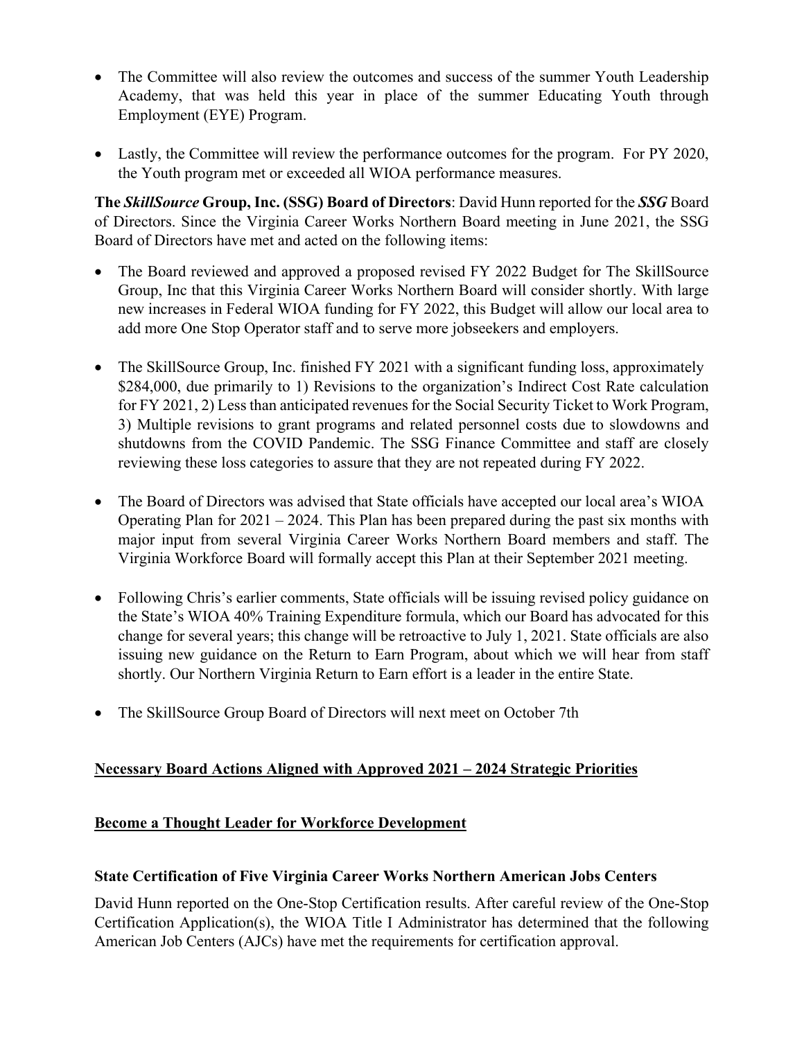- The Committee will also review the outcomes and success of the summer Youth Leadership Academy, that was held this year in place of the summer Educating Youth through Employment (EYE) Program.

- Lastly, the Committee will review the performance outcomes for the program. For PY 2020, the Youth program met or exceeded all WIOA performance measures.

**The *SkillSource* Group, Inc. (SSG) Board of Directors**: David Hunn reported for the ***SSG*** Board of Directors. Since the Virginia Career Works Northern Board meeting in June 2021, the SSG Board of Directors have met and acted on the following items:

- The Board reviewed and approved a proposed revised FY 2022 Budget for The SkillSource Group, Inc that this Virginia Career Works Northern Board will consider shortly. With large new increases in Federal WIOA funding for FY 2022, this Budget will allow our local area to add more One Stop Operator staff and to serve more jobseekers and employers.

- The SkillSource Group, Inc. finished FY 2021 with a significant funding loss, approximately $284,000, due primarily to 1) Revisions to the organization's Indirect Cost Rate calculation for FY 2021, 2) Less than anticipated revenues for the Social Security Ticket to Work Program, 3) Multiple revisions to grant programs and related personnel costs due to slowdowns and shutdowns from the COVID Pandemic. The SSG Finance Committee and staff are closely reviewing these loss categories to assure that they are not repeated during FY 2022.

- The Board of Directors was advised that State officials have accepted our local area's WIOA Operating Plan for 2021 – 2024. This Plan has been prepared during the past six months with major input from several Virginia Career Works Northern Board members and staff. The Virginia Workforce Board will formally accept this Plan at their September 2021 meeting.

- Following Chris's earlier comments, State officials will be issuing revised policy guidance on the State's WIOA 40% Training Expenditure formula, which our Board has advocated for this change for several years; this change will be retroactive to July 1, 2021. State officials are also issuing new guidance on the Return to Earn Program, about which we will hear from staff shortly. Our Northern Virginia Return to Earn effort is a leader in the entire State.

- The SkillSource Group Board of Directors will next meet on October 7th

## Necessary Board Actions Aligned with Approved 2021 – 2024 Strategic Priorities

## Become a Thought Leader for Workforce Development

### State Certification of Five Virginia Career Works Northern American Jobs Centers

David Hunn reported on the One-Stop Certification results. After careful review of the One-Stop Certification Application(s), the WIOA Title I Administrator has determined that the following American Job Centers (AJCs) have met the requirements for certification approval.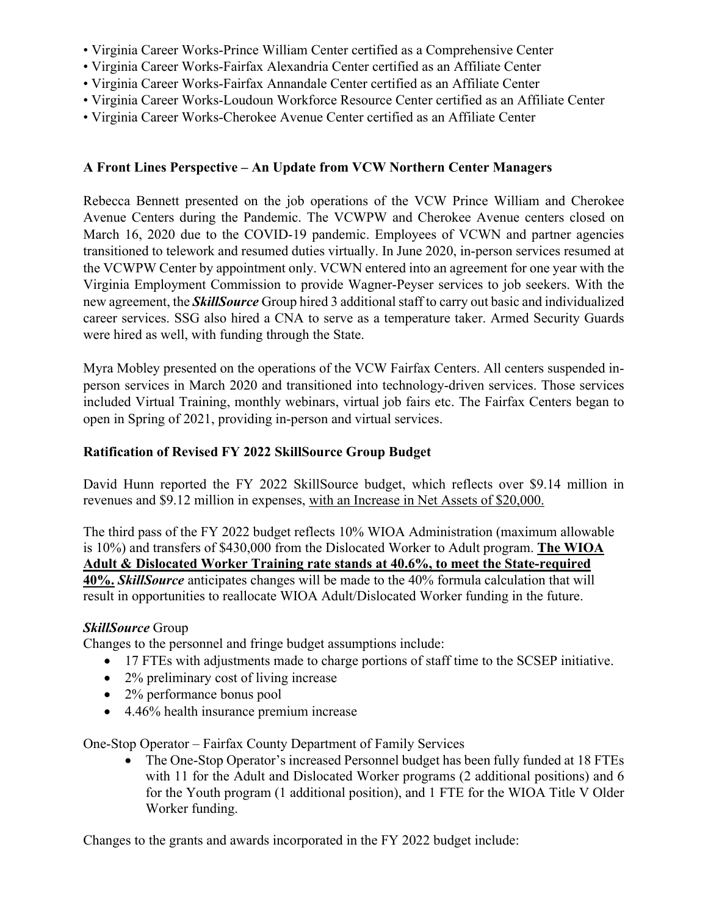- Virginia Career Works-Prince William Center certified as a Comprehensive Center
- Virginia Career Works-Fairfax Alexandria Center certified as an Affiliate Center
- Virginia Career Works-Fairfax Annandale Center certified as an Affiliate Center
- Virginia Career Works-Loudoun Workforce Resource Center certified as an Affiliate Center
- Virginia Career Works-Cherokee Avenue Center certified as an Affiliate Center

**A Front Lines Perspective – An Update from VCW Northern Center Managers**

Rebecca Bennett presented on the job operations of the VCW Prince William and Cherokee Avenue Centers during the Pandemic. The VCWPW and Cherokee Avenue centers closed on March 16, 2020 due to the COVID-19 pandemic. Employees of VCWN and partner agencies transitioned to telework and resumed duties virtually. In June 2020, in-person services resumed at the VCWPW Center by appointment only. VCWN entered into an agreement for one year with the Virginia Employment Commission to provide Wagner-Peyser services to job seekers. With the new agreement, the ***SkillSource*** Group hired 3 additional staff to carry out basic and individualized career services. SSG also hired a CNA to serve as a temperature taker. Armed Security Guards were hired as well, with funding through the State.

Myra Mobley presented on the operations of the VCW Fairfax Centers. All centers suspended in-person services in March 2020 and transitioned into technology-driven services. Those services included Virtual Training, monthly webinars, virtual job fairs etc. The Fairfax Centers began to open in Spring of 2021, providing in-person and virtual services.

**Ratification of Revised FY 2022 SkillSource Group Budget**

David Hunn reported the FY 2022 SkillSource budget, which reflects over $9.14 million in revenues and $9.12 million in expenses, <u>with an Increase in Net Assets of $20,000.</u>

The third pass of the FY 2022 budget reflects 10% WIOA Administration (maximum allowable is 10%) and transfers of $430,000 from the Dislocated Worker to Adult program. **<u>The WIOA Adult & Dislocated Worker Training rate stands at 40.6%, to meet the State-required 40%.</u>** ***SkillSource*** anticipates changes will be made to the 40% formula calculation that will result in opportunities to reallocate WIOA Adult/Dislocated Worker funding in the future.

***SkillSource*** Group

Changes to the personnel and fringe budget assumptions include:

- 17 FTEs with adjustments made to charge portions of staff time to the SCSEP initiative.
- 2% preliminary cost of living increase
- 2% performance bonus pool
- 4.46% health insurance premium increase

One-Stop Operator – Fairfax County Department of Family Services

- The One-Stop Operator's increased Personnel budget has been fully funded at 18 FTEs with 11 for the Adult and Dislocated Worker programs (2 additional positions) and 6 for the Youth program (1 additional position), and 1 FTE for the WIOA Title V Older Worker funding.

Changes to the grants and awards incorporated in the FY 2022 budget include: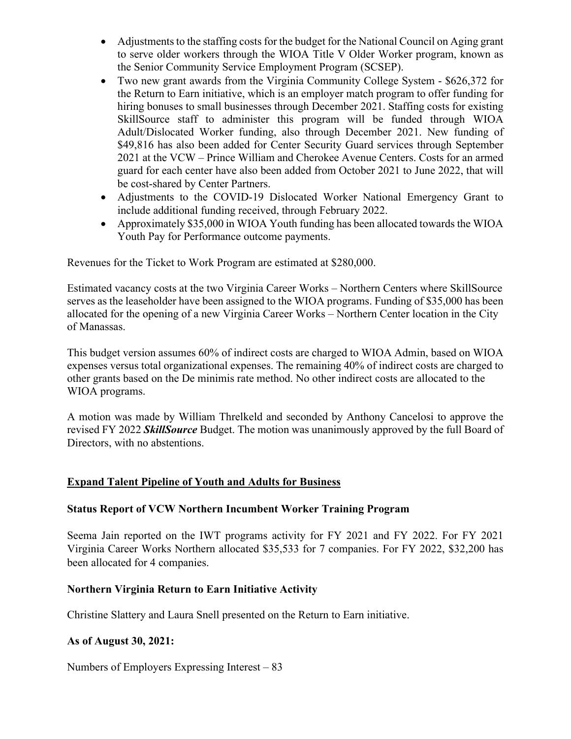- Adjustments to the staffing costs for the budget for the National Council on Aging grant to serve older workers through the WIOA Title V Older Worker program, known as the Senior Community Service Employment Program (SCSEP).
- Two new grant awards from the Virginia Community College System - $626,372 for the Return to Earn initiative, which is an employer match program to offer funding for hiring bonuses to small businesses through December 2021. Staffing costs for existing SkillSource staff to administer this program will be funded through WIOA Adult/Dislocated Worker funding, also through December 2021. New funding of $49,816 has also been added for Center Security Guard services through September 2021 at the VCW – Prince William and Cherokee Avenue Centers. Costs for an armed guard for each center have also been added from October 2021 to June 2022, that will be cost-shared by Center Partners.
- Adjustments to the COVID-19 Dislocated Worker National Emergency Grant to include additional funding received, through February 2022.
- Approximately $35,000 in WIOA Youth funding has been allocated towards the WIOA Youth Pay for Performance outcome payments.

Revenues for the Ticket to Work Program are estimated at $280,000.

Estimated vacancy costs at the two Virginia Career Works – Northern Centers where SkillSource serves as the leaseholder have been assigned to the WIOA programs. Funding of $35,000 has been allocated for the opening of a new Virginia Career Works – Northern Center location in the City of Manassas.

This budget version assumes 60% of indirect costs are charged to WIOA Admin, based on WIOA expenses versus total organizational expenses. The remaining 40% of indirect costs are charged to other grants based on the De minimis rate method. No other indirect costs are allocated to the WIOA programs.

A motion was made by William Threlkeld and seconded by Anthony Cancelosi to approve the revised FY 2022 ***SkillSource*** Budget. The motion was unanimously approved by the full Board of Directors, with no abstentions.

## <u>Expand Talent Pipeline of Youth and Adults for Business</u>

### Status Report of VCW Northern Incumbent Worker Training Program

Seema Jain reported on the IWT programs activity for FY 2021 and FY 2022. For FY 2021 Virginia Career Works Northern allocated $35,533 for 7 companies. For FY 2022, $32,200 has been allocated for 4 companies.

### Northern Virginia Return to Earn Initiative Activity

Christine Slattery and Laura Snell presented on the Return to Earn initiative.

### As of August 30, 2021:

Numbers of Employers Expressing Interest – 83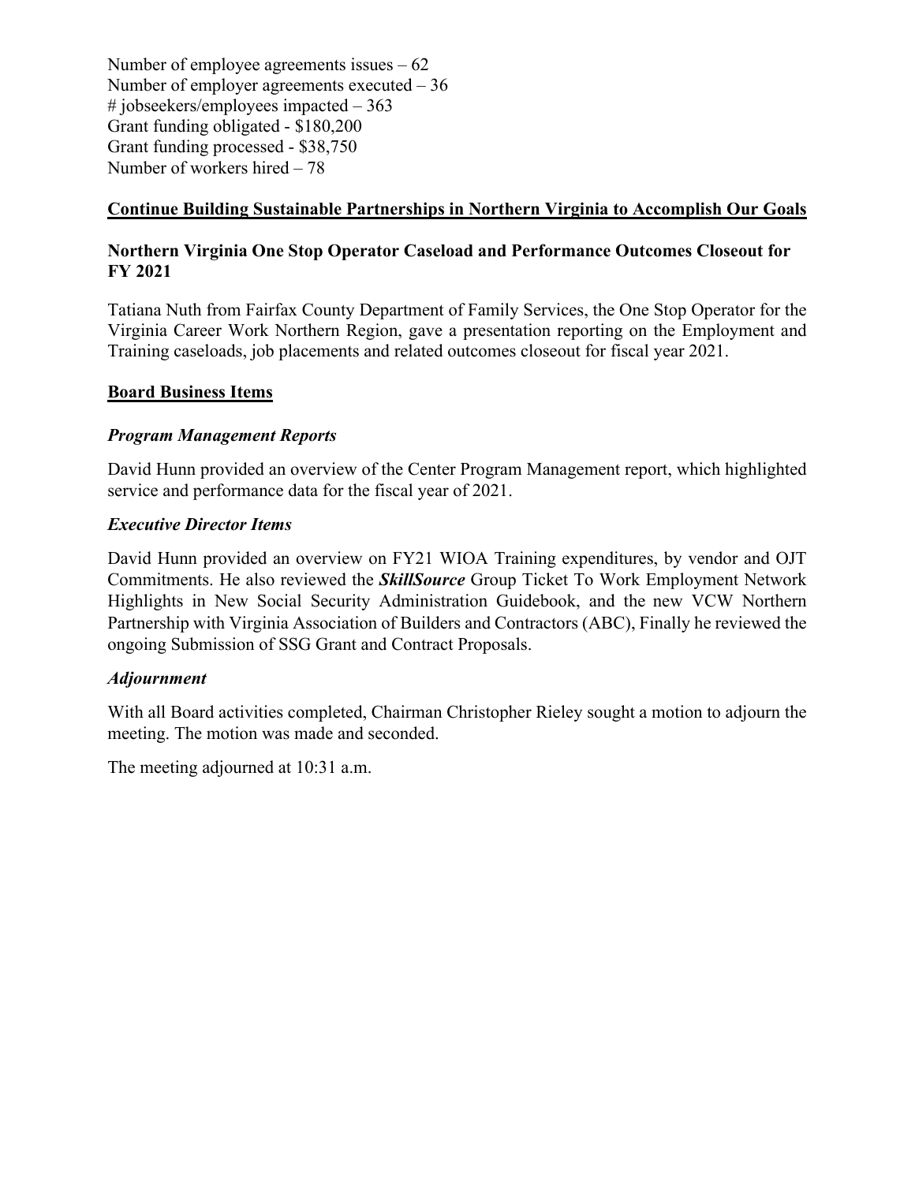Number of employee agreements issues – 62
Number of employer agreements executed – 36
# jobseekers/employees impacted – 363
Grant funding obligated - $180,200
Grant funding processed - $38,750
Number of workers hired – 78

**Continue Building Sustainable Partnerships in Northern Virginia to Accomplish Our Goals**

### Northern Virginia One Stop Operator Caseload and Performance Outcomes Closeout for FY 2021

Tatiana Nuth from Fairfax County Department of Family Services, the One Stop Operator for the Virginia Career Work Northern Region, gave a presentation reporting on the Employment and Training caseloads, job placements and related outcomes closeout for fiscal year 2021.

**Board Business Items**

***Program Management Reports***

David Hunn provided an overview of the Center Program Management report, which highlighted service and performance data for the fiscal year of 2021.

***Executive Director Items***

David Hunn provided an overview on FY21 WIOA Training expenditures, by vendor and OJT Commitments. He also reviewed the ***SkillSource*** Group Ticket To Work Employment Network Highlights in New Social Security Administration Guidebook, and the new VCW Northern Partnership with Virginia Association of Builders and Contractors (ABC), Finally he reviewed the ongoing Submission of SSG Grant and Contract Proposals.

***Adjournment***

With all Board activities completed, Chairman Christopher Rieley sought a motion to adjourn the meeting. The motion was made and seconded.

The meeting adjourned at 10:31 a.m.